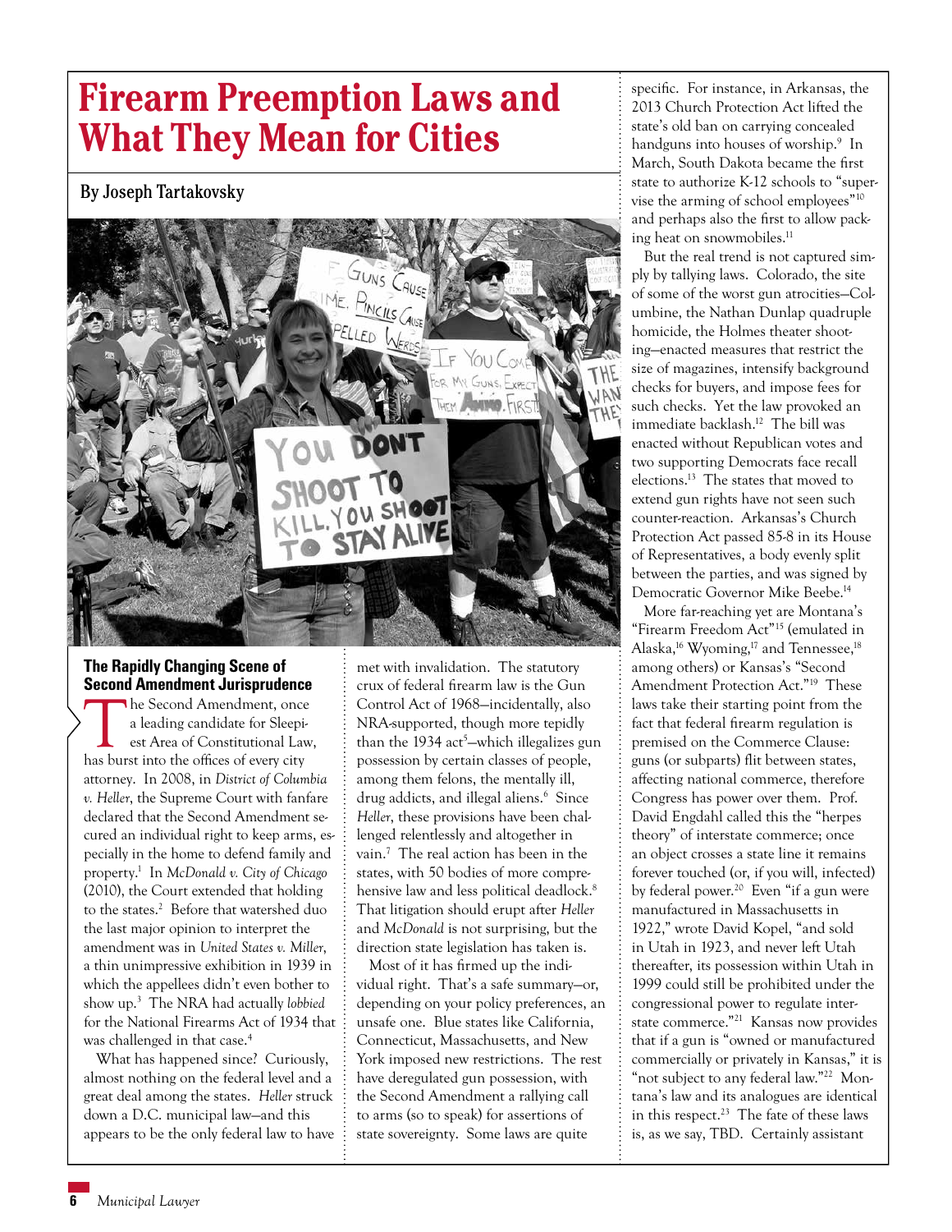# Firearm Preemption Laws and What They Mean for Cities

**By Joseph Tartakovsky**

## The Rapidly Changing Scene of Second Amendment Jurisprudence

The Second Amendment, once a leading candidate for Sleepiest Area of Constitutional Law, has burst into the offices of every city attorney. In 2008, in *District of Columbia v. Heller*, the Supreme Court with fanfare declared that the Second Amendment secured an individual right to keep arms, especially in the home to defend family and property.[1] In *McDonald v. City of Chicago* (2010), the Court extended that holding to the states.[2] Before that watershed duo the last major opinion to interpret the amendment was in *United States v. Miller*, a thin unimpressive exhibition in 1939 in which the appellees didn't even bother to show up.[3] The NRA had actually *lobbied* for the National Firearms Act of 1934 that was challenged in that case.[4]

What has happened since? Curiously, almost nothing on the federal level and a great deal among the states. *Heller* struck down a D.C. municipal law—and this appears to be the only federal law to have met with invalidation. The statutory crux of federal firearm law is the Gun Control Act of 1968—incidentally, also NRA-supported, though more tepidly than the 1934 act[5]—which illegalizes gun possession by certain classes of people, among them felons, the mentally ill, drug addicts, and illegal aliens.[6] Since *Heller*, these provisions have been challenged relentlessly and altogether in vain.[7] The real action has been in the states, with 50 bodies of more comprehensive law and less political deadlock.[8] That litigation should erupt after *Heller* and *McDonald* is not surprising, but the direction state legislation has taken is.

Most of it has firmed up the individual right. That's a safe summary—or, depending on your policy preferences, an unsafe one. Blue states like California, Connecticut, Massachusetts, and New York imposed new restrictions. The rest have deregulated gun possession, with the Second Amendment a rallying call to arms (so to speak) for assertions of state sovereignty. Some laws are quite specific. For instance, in Arkansas, the 2013 Church Protection Act lifted the state's old ban on carrying concealed handguns into houses of worship.[9] In March, South Dakota became the first state to authorize K-12 schools to "supervise the arming of school employees"[10] and perhaps also the first to allow packing heat on snowmobiles.[11]

But the real trend is not captured simply by tallying laws. Colorado, the site of some of the worst gun atrocities—Columbine, the Nathan Dunlap quadruple homicide, the Holmes theater shooting—enacted measures that restrict the size of magazines, intensify background checks for buyers, and impose fees for such checks. Yet the law provoked an immediate backlash.[12] The bill was enacted without Republican votes and two supporting Democrats face recall elections.[13] The states that moved to extend gun rights have not seen such counter-reaction. Arkansas's Church Protection Act passed 85-8 in its House of Representatives, a body evenly split between the parties, and was signed by Democratic Governor Mike Beebe.[14]

More far-reaching yet are Montana's "Firearm Freedom Act"[15] (emulated in Alaska,[16] Wyoming,[17] and Tennessee,[18] among others) or Kansas's "Second Amendment Protection Act."[19] These laws take their starting point from the fact that federal firearm regulation is premised on the Commerce Clause: guns (or subparts) flit between states, affecting national commerce, therefore Congress has power over them. Prof. David Engdahl called this the "herpes theory" of interstate commerce; once an object crosses a state line it remains forever touched (or, if you will, infected) by federal power.[20] Even "if a gun were manufactured in Massachusetts in 1922," wrote David Kopel, "and sold in Utah in 1923, and never left Utah thereafter, its possession within Utah in 1999 could still be prohibited under the congressional power to regulate interstate commerce."[21] Kansas now provides that if a gun is "owned or manufactured commercially or privately in Kansas," it is "not subject to any federal law."[22] Montana's law and its analogues are identical in this respect.[23] The fate of these laws is, as we say, TBD. Certainly assistant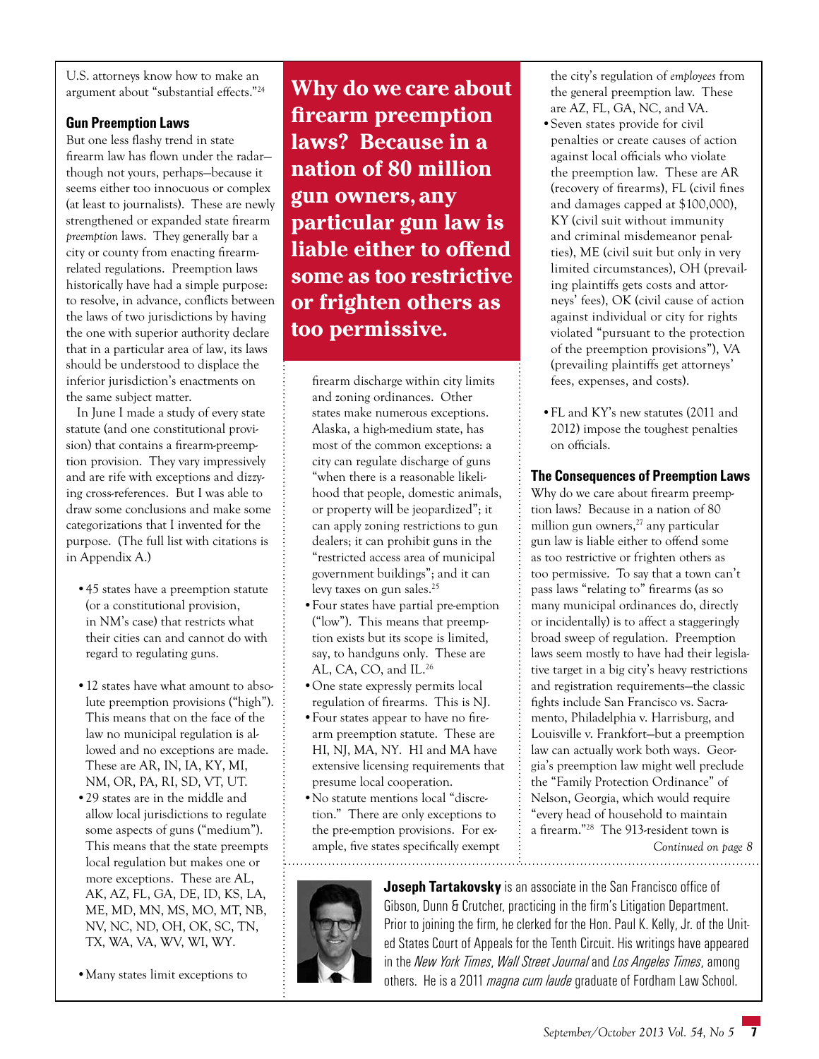U.S. attorneys know how to make an argument about "substantial effects."[24]

### Gun Preemption Laws

But one less flashy trend in state firearm law has flown under the radar—though not yours, perhaps—because it seems either too innocuous or complex (at least to journalists). These are newly strengthened or expanded state firearm *preemption* laws. They generally bar a city or county from enacting firearm-related regulations. Preemption laws historically have had a simple purpose: to resolve, in advance, conflicts between the laws of two jurisdictions by having the one with superior authority declare that in a particular area of law, its laws should be understood to displace the inferior jurisdiction's enactments on the same subject matter.

In June I made a study of every state statute (and one constitutional provision) that contains a firearm-preemption provision. They vary impressively and are rife with exceptions and dizzying cross-references. But I was able to draw some conclusions and make some categorizations that I invented for the purpose. (The full list with citations is in Appendix A.)

- 45 states have a preemption statute (or a constitutional provision, in NM's case) that restricts what their cities can and cannot do with regard to regulating guns.
- 12 states have what amount to absolute preemption provisions ("high"). This means that on the face of the law no municipal regulation is allowed and no exceptions are made. These are AR, IN, IA, KY, MI, NM, OR, PA, RI, SD, VT, UT.
- 29 states are in the middle and allow local jurisdictions to regulate some aspects of guns ("medium"). This means that the state preempts local regulation but makes one or more exceptions. These are AL, AK, AZ, FL, GA, DE, ID, KS, LA, ME, MD, MN, MS, MO, MT, NB, NV, NC, ND, OH, OK, SC, TN, TX, WA, VA, WV, WI, WY.
- Many states limit exceptions to firearm discharge within city limits and zoning ordinances. Other states make numerous exceptions. Alaska, a high-medium state, has most of the common exceptions: a city can regulate discharge of guns "when there is a reasonable likelihood that people, domestic animals, or property will be jeopardized"; it can apply zoning restrictions to gun dealers; it can prohibit guns in the "restricted access area of municipal government buildings"; and it can levy taxes on gun sales.[25]
- Four states have partial pre-emption ("low"). This means that preemption exists but its scope is limited, say, to handguns only. These are AL, CA, CO, and IL.[26]
- One state expressly permits local regulation of firearms. This is NJ.
- Four states appear to have no firearm preemption statute. These are HI, NJ, MA, NY. HI and MA have extensive licensing requirements that presume local cooperation.
- No statute mentions local "discretion." There are only exceptions to the pre-emption provisions. For example, five states specifically exempt the city's regulation of *employees* from the general preemption law. These are AZ, FL, GA, NC, and VA.
- Seven states provide for civil penalties or create causes of action against local officials who violate the preemption law. These are AR (recovery of firearms), FL (civil fines and damages capped at $100,000), KY (civil suit without immunity and criminal misdemeanor penalties), ME (civil suit but only in very limited circumstances), OH (prevailing plaintiffs gets costs and attorneys' fees), OK (civil cause of action against individual or city for rights violated "pursuant to the protection of the preemption provisions"), VA (prevailing plaintiffs get attorneys' fees, expenses, and costs).
- FL and KY's new statutes (2011 and 2012) impose the toughest penalties on officials.

**Why do we care about firearm preemption laws? Because in a nation of 80 million gun owners, any particular gun law is liable either to offend some as too restrictive or frighten others as too permissive.**

### The Consequences of Preemption Laws

Why do we care about firearm preemption laws? Because in a nation of 80 million gun owners,[27] any particular gun law is liable either to offend some as too restrictive or frighten others as too permissive. To say that a town can't pass laws "relating to" firearms (as so many municipal ordinances do, directly or incidentally) is to affect a staggeringly broad sweep of regulation. Preemption laws seem mostly to have had their legislative target in a big city's heavy restrictions and registration requirements—the classic fights include San Francisco vs. Sacramento, Philadelphia v. Harrisburg, and Louisville v. Frankfort—but a preemption law can actually work both ways. Georgia's preemption law might well preclude the "Family Protection Ordinance" of Nelson, Georgia, which would require "every head of household to maintain a firearm."[28] The 913-resident town is

*Continued on page 8*

**Joseph Tartakovsky** is an associate in the San Francisco office of Gibson, Dunn & Crutcher, practicing in the firm's Litigation Department. Prior to joining the firm, he clerked for the Hon. Paul K. Kelly, Jr. of the United States Court of Appeals for the Tenth Circuit. His writings have appeared in the *New York Times*, *Wall Street Journal* and *Los Angeles Times*, among others. He is a 2011 *magna cum laude* graduate of Fordham Law School.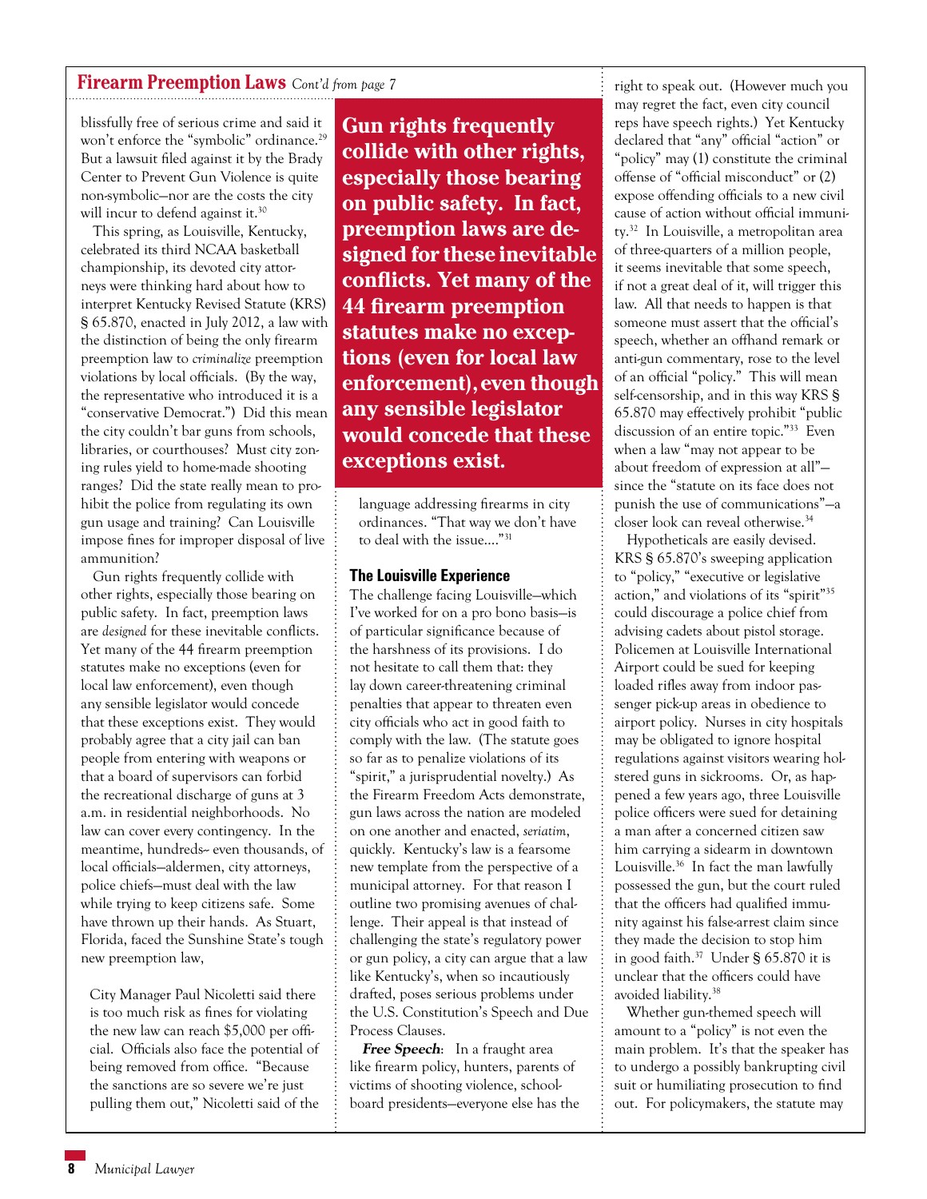## Firearm Preemption Laws *Cont'd from page 7*

blissfully free of serious crime and said it won't enforce the "symbolic" ordinance.[29] But a lawsuit filed against it by the Brady Center to Prevent Gun Violence is quite non-symbolic—nor are the costs the city will incur to defend against it.[30]

This spring, as Louisville, Kentucky, celebrated its third NCAA basketball championship, its devoted city attorneys were thinking hard about how to interpret Kentucky Revised Statute (KRS) § 65.870, enacted in July 2012, a law with the distinction of being the only firearm preemption law to *criminalize* preemption violations by local officials. (By the way, the representative who introduced it is a "conservative Democrat.") Did this mean the city couldn't bar guns from schools, libraries, or courthouses? Must city zoning rules yield to home-made shooting ranges? Did the state really mean to prohibit the police from regulating its own gun usage and training? Can Louisville impose fines for improper disposal of live ammunition?

Gun rights frequently collide with other rights, especially those bearing on public safety. In fact, preemption laws are *designed* for these inevitable conflicts. Yet many of the 44 firearm preemption statutes make no exceptions (even for local law enforcement), even though any sensible legislator would concede that these exceptions exist. They would probably agree that a city jail can ban people from entering with weapons or that a board of supervisors can forbid the recreational discharge of guns at 3 a.m. in residential neighborhoods. No law can cover every contingency. In the meantime, hundreds– even thousands, of local officials—aldermen, city attorneys, police chiefs—must deal with the law while trying to keep citizens safe. Some have thrown up their hands. As Stuart, Florida, faced the Sunshine State's tough new preemption law,

> City Manager Paul Nicoletti said there is too much risk as fines for violating the new law can reach $5,000 per official. Officials also face the potential of being removed from office. "Because the sanctions are so severe we're just pulling them out," Nicoletti said of the language addressing firearms in city ordinances. "That way we don't have to deal with the issue...."[31]

**Gun rights frequently collide with other rights, especially those bearing on public safety. In fact, preemption laws are designed for these inevitable conflicts. Yet many of the 44 firearm preemption statutes make no exceptions (even for local law enforcement), even though any sensible legislator would concede that these exceptions exist.**

### The Louisville Experience

The challenge facing Louisville—which I've worked for on a pro bono basis—is of particular significance because of the harshness of its provisions. I do not hesitate to call them that: they lay down career-threatening criminal penalties that appear to threaten even city officials who act in good faith to comply with the law. (The statute goes so far as to penalize violations of its "spirit," a jurisprudential novelty.) As the Firearm Freedom Acts demonstrate, gun laws across the nation are modeled on one another and enacted, *seriatim*, quickly. Kentucky's law is a fearsome new template from the perspective of a municipal attorney. For that reason I outline two promising avenues of challenge. Their appeal is that instead of challenging the state's regulatory power or gun policy, a city can argue that a law like Kentucky's, when so incautiously drafted, poses serious problems under the U.S. Constitution's Speech and Due Process Clauses.

***Free Speech***: In a fraught area like firearm policy, hunters, parents of victims of shooting violence, school-board presidents—everyone else has the right to speak out. (However much you may regret the fact, even city council reps have speech rights.) Yet Kentucky declared that "any" official "action" or "policy" may (1) constitute the criminal offense of "official misconduct" or (2) expose offending officials to a new civil cause of action without official immunity.[32] In Louisville, a metropolitan area of three-quarters of a million people, it seems inevitable that some speech, if not a great deal of it, will trigger this law. All that needs to happen is that someone must assert that the official's speech, whether an offhand remark or anti-gun commentary, rose to the level of an official "policy." This will mean self-censorship, and in this way KRS § 65.870 may effectively prohibit "public discussion of an entire topic."[33] Even when a law "may not appear to be about freedom of expression at all"—since the "statute on its face does not punish the use of communications"—a closer look can reveal otherwise.[34]

Hypotheticals are easily devised. KRS § 65.870's sweeping application to "policy," "executive or legislative action," and violations of its "spirit"[35] could discourage a police chief from advising cadets about pistol storage. Policemen at Louisville International Airport could be sued for keeping loaded rifles away from indoor passenger pick-up areas in obedience to airport policy. Nurses in city hospitals may be obligated to ignore hospital regulations against visitors wearing holstered guns in sickrooms. Or, as happened a few years ago, three Louisville police officers were sued for detaining a man after a concerned citizen saw him carrying a sidearm in downtown Louisville.[36] In fact the man lawfully possessed the gun, but the court ruled that the officers had qualified immunity against his false-arrest claim since they made the decision to stop him in good faith.[37] Under § 65.870 it is unclear that the officers could have avoided liability.[38]

Whether gun-themed speech will amount to a "policy" is not even the main problem. It's that the speaker has to undergo a possibly bankrupting civil suit or humiliating prosecution to find out. For policymakers, the statute may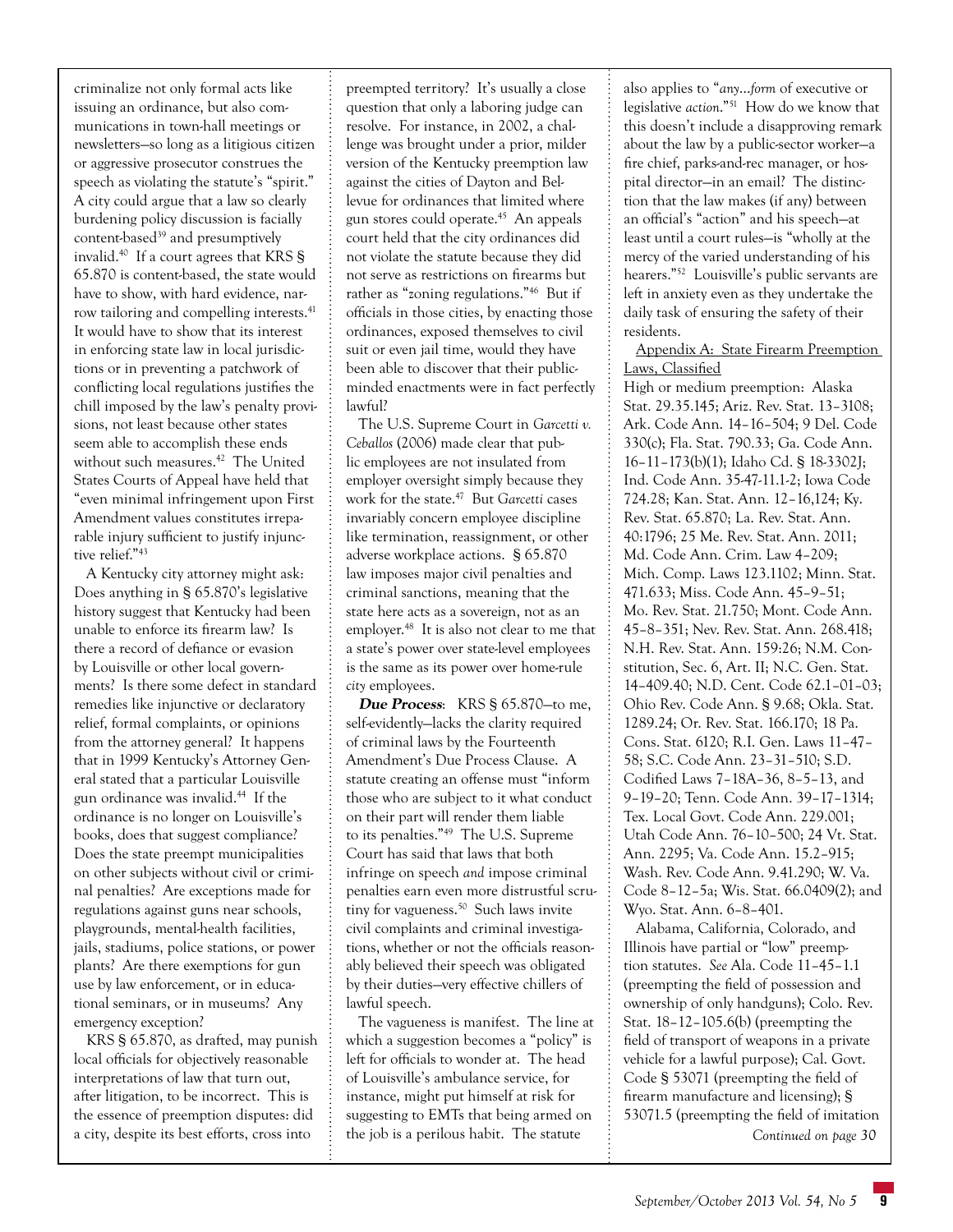criminalize not only formal acts like issuing an ordinance, but also communications in town-hall meetings or newsletters—so long as a litigious citizen or aggressive prosecutor construes the speech as violating the statute's "spirit." A city could argue that a law so clearly burdening policy discussion is facially content-based[39] and presumptively invalid.[40] If a court agrees that KRS § 65.870 is content-based, the state would have to show, with hard evidence, narrow tailoring and compelling interests.[41] It would have to show that its interest in enforcing state law in local jurisdictions or in preventing a patchwork of conflicting local regulations justifies the chill imposed by the law's penalty provisions, not least because other states seem able to accomplish these ends without such measures.[42] The United States Courts of Appeal have held that "even minimal infringement upon First Amendment values constitutes irreparable injury sufficient to justify injunctive relief."[43]

A Kentucky city attorney might ask: Does anything in § 65.870's legislative history suggest that Kentucky had been unable to enforce its firearm law? Is there a record of defiance or evasion by Louisville or other local governments? Is there some defect in standard remedies like injunctive or declaratory relief, formal complaints, or opinions from the attorney general? It happens that in 1999 Kentucky's Attorney General stated that a particular Louisville gun ordinance was invalid.[44] If the ordinance is no longer on Louisville's books, does that suggest compliance? Does the state preempt municipalities on other subjects without civil or criminal penalties? Are exceptions made for regulations against guns near schools, playgrounds, mental-health facilities, jails, stadiums, police stations, or power plants? Are there exemptions for gun use by law enforcement, or in educational seminars, or in museums? Any emergency exception?

KRS § 65.870, as drafted, may punish local officials for objectively reasonable interpretations of law that turn out, after litigation, to be incorrect. This is the essence of preemption disputes: did a city, despite its best efforts, cross into preempted territory? It's usually a close question that only a laboring judge can resolve. For instance, in 2002, a challenge was brought under a prior, milder version of the Kentucky preemption law against the cities of Dayton and Bellevue for ordinances that limited where gun stores could operate.[45] An appeals court held that the city ordinances did not violate the statute because they did not serve as restrictions on firearms but rather as "zoning regulations."[46] But if officials in those cities, by enacting those ordinances, exposed themselves to civil suit or even jail time, would they have been able to discover that their public-minded enactments were in fact perfectly lawful?

The U.S. Supreme Court in *Garcetti v. Ceballos* (2006) made clear that public employees are not insulated from employer oversight simply because they work for the state.[47] But *Garcetti* cases invariably concern employee discipline like termination, reassignment, or other adverse workplace actions. § 65.870 law imposes major civil penalties and criminal sanctions, meaning that the state here acts as a sovereign, not as an employer.[48] It is also not clear to me that a state's power over state-level employees is the same as its power over home-rule *city* employees.

***Due Process***: KRS § 65.870—to me, self-evidently—lacks the clarity required of criminal laws by the Fourteenth Amendment's Due Process Clause. A statute creating an offense must "inform those who are subject to it what conduct on their part will render them liable to its penalties."[49] The U.S. Supreme Court has said that laws that both infringe on speech *and* impose criminal penalties earn even more distrustful scrutiny for vagueness.[50] Such laws invite civil complaints and criminal investigations, whether or not the officials reasonably believed their speech was obligated by their duties—very effective chillers of lawful speech.

The vagueness is manifest. The line at which a suggestion becomes a "policy" is left for officials to wonder at. The head of Louisville's ambulance service, for instance, might put himself at risk for suggesting to EMTs that being armed on the job is a perilous habit. The statute also applies to "*any...form* of executive or legislative *action*."[51] How do we know that this doesn't include a disapproving remark about the law by a public-sector worker—a fire chief, parks-and-rec manager, or hospital director—in an email? The distinction that the law makes (if any) between an official's "action" and his speech—at least until a court rules—is "wholly at the mercy of the varied understanding of his hearers."[52] Louisville's public servants are left in anxiety even as they undertake the daily task of ensuring the safety of their residents.

## Appendix A: State Firearm Preemption Laws, Classified

High or medium preemption: Alaska Stat. 29.35.145; Ariz. Rev. Stat. 13–3108; Ark. Code Ann. 14–16–504; 9 Del. Code 330(c); Fla. Stat. 790.33; Ga. Code Ann. 16–11–173(b)(1); Idaho Cd. § 18-3302J; Ind. Code Ann. 35-47-11.1-2; Iowa Code 724.28; Kan. Stat. Ann. 12–16,124; Ky. Rev. Stat. 65.870; La. Rev. Stat. Ann. 40:1796; 25 Me. Rev. Stat. Ann. 2011; Md. Code Ann. Crim. Law 4–209; Mich. Comp. Laws 123.1102; Minn. Stat. 471.633; Miss. Code Ann. 45–9–51; Mo. Rev. Stat. 21.750; Mont. Code Ann. 45–8–351; Nev. Rev. Stat. Ann. 268.418; N.H. Rev. Stat. Ann. 159:26; N.M. Constitution, Sec. 6, Art. II; N.C. Gen. Stat. 14–409.40; N.D. Cent. Code 62.1–01–03; Ohio Rev. Code Ann. § 9.68; Okla. Stat. 1289.24; Or. Rev. Stat. 166.170; 18 Pa. Cons. Stat. 6120; R.I. Gen. Laws 11–47–58; S.C. Code Ann. 23–31–510; S.D. Codified Laws 7–18A–36, 8–5–13, and 9–19–20; Tenn. Code Ann. 39–17–1314; Tex. Local Govt. Code Ann. 229.001; Utah Code Ann. 76–10–500; 24 Vt. Stat. Ann. 2295; Va. Code Ann. 15.2–915; Wash. Rev. Code Ann. 9.41.290; W. Va. Code 8–12–5a; Wis. Stat. 66.0409(2); and Wyo. Stat. Ann. 6–8–401.

Alabama, California, Colorado, and Illinois have partial or "low" preemption statutes. *See* Ala. Code 11–45–1.1 (preempting the field of possession and ownership of only handguns); Colo. Rev. Stat. 18–12–105.6(b) (preempting the field of transport of weapons in a private vehicle for a lawful purpose); Cal. Govt. Code § 53071 (preempting the field of firearm manufacture and licensing); § 53071.5 (preempting the field of imitation

*Continued on page 30*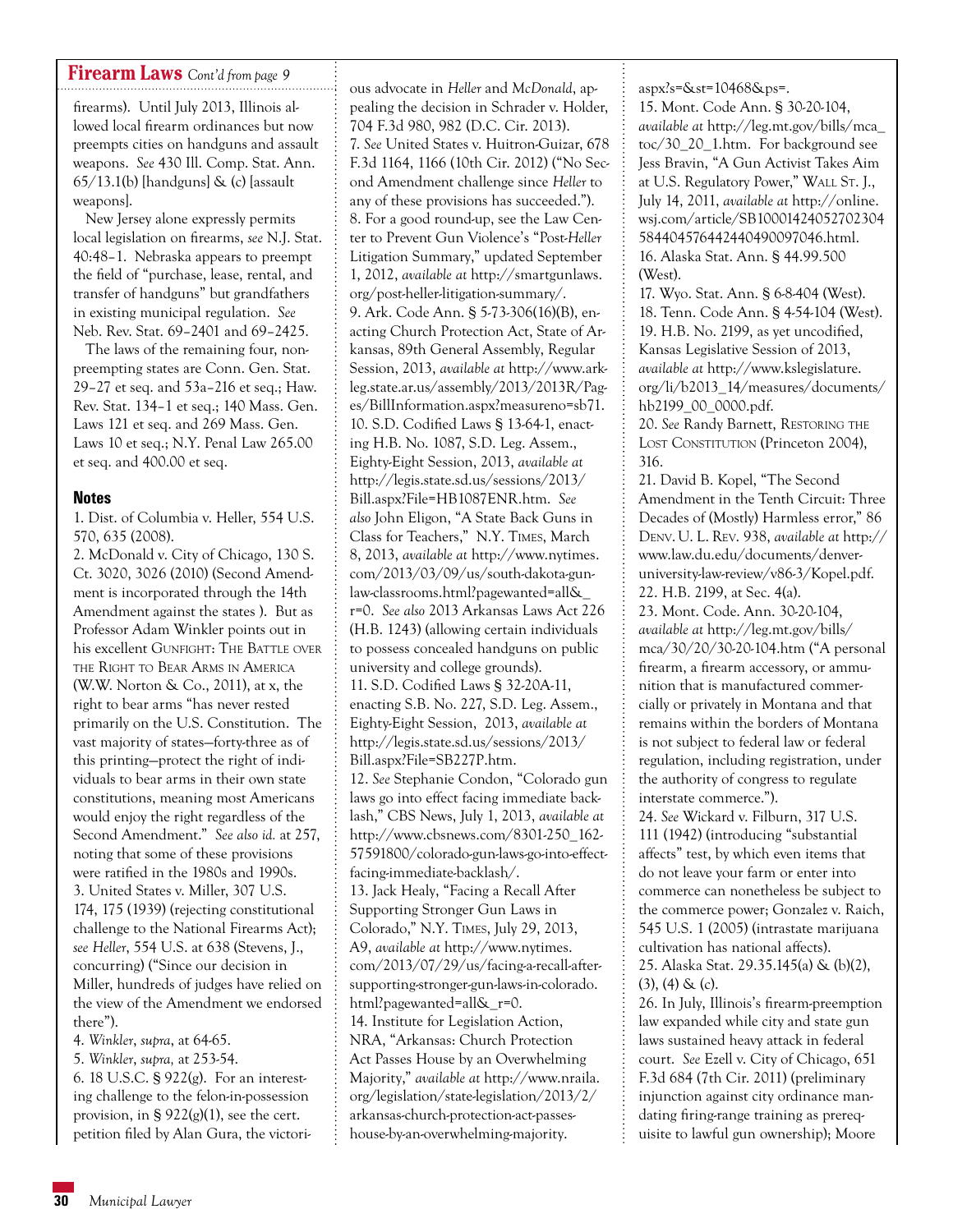## Firearm Laws *Cont'd from page 9*

firearms). Until July 2013, Illinois allowed local firearm ordinances but now preempts cities on handguns and assault weapons. *See* 430 Ill. Comp. Stat. Ann. 65/13.1(b) [handguns] & (c) [assault weapons].

New Jersey alone expressly permits local legislation on firearms, *see* N.J. Stat. 40:48–1. Nebraska appears to preempt the field of "purchase, lease, rental, and transfer of handguns" but grandfathers in existing municipal regulation. *See* Neb. Rev. Stat. 69–2401 and 69–2425.

The laws of the remaining four, non-preempting states are Conn. Gen. Stat. 29–27 et seq. and 53a–216 et seq.; Haw. Rev. Stat. 134–1 et seq.; 140 Mass. Gen. Laws 121 et seq. and 269 Mass. Gen. Laws 10 et seq.; N.Y. Penal Law 265.00 et seq. and 400.00 et seq.

### Notes

1. Dist. of Columbia v. Heller, 554 U.S. 570, 635 (2008).
2. McDonald v. City of Chicago, 130 S. Ct. 3020, 3026 (2010) (Second Amendment is incorporated through the 14th Amendment against the states ). But as Professor Adam Winkler points out in his excellent GUNFIGHT: THE BATTLE OVER THE RIGHT TO BEAR ARMS IN AMERICA (W.W. Norton & Co., 2011), at x, the right to bear arms "has never rested primarily on the U.S. Constitution. The vast majority of states—forty-three as of this printing—protect the right of individuals to bear arms in their own state constitutions, meaning most Americans would enjoy the right regardless of the Second Amendment." *See also id.* at 257, noting that some of these provisions were ratified in the 1980s and 1990s.
3. United States v. Miller, 307 U.S. 174, 175 (1939) (rejecting constitutional challenge to the National Firearms Act); *see Heller*, 554 U.S. at 638 (Stevens, J., concurring) ("Since our decision in Miller, hundreds of judges have relied on the view of the Amendment we endorsed there").
4. *Winkler*, *supra*, at 64-65.
5. *Winkler*, *supra,* at 253-54.
6. 18 U.S.C. § 922(g). For an interesting challenge to the felon-in-possession provision, in § 922(g)(1), see the cert. petition filed by Alan Gura, the victorious advocate in *Heller* and *McDonald*, appealing the decision in Schrader v. Holder, 704 F.3d 980, 982 (D.C. Cir. 2013).
7. *See* United States v. Huitron-Guizar, 678 F.3d 1164, 1166 (10th Cir. 2012) ("No Second Amendment challenge since *Heller* to any of these provisions has succeeded.").
8. For a good round-up, see the Law Center to Prevent Gun Violence's "Post-*Heller* Litigation Summary," updated September 1, 2012, *available at* http://smartgunlaws.org/post-heller-litigation-summary/.
9. Ark. Code Ann. § 5-73-306(16)(B), enacting Church Protection Act, State of Arkansas, 89th General Assembly, Regular Session, 2013, *available at* http://www.arkleg.state.ar.us/assembly/2013/2013R/Pages/BillInformation.aspx?measureno=sb71.
10. S.D. Codified Laws § 13-64-1, enacting H.B. No. 1087, S.D. Leg. Assem., Eighty-Eight Session, 2013, *available at* http://legis.state.sd.us/sessions/2013/Bill.aspx?File=HB1087ENR.htm. *See also* John Eligon, "A State Back Guns in Class for Teachers," N.Y. TIMES, March 8, 2013, *available at* http://www.nytimes.com/2013/03/09/us/south-dakota-gun-law-classrooms.html?pagewanted=all&_r=0. *See also* 2013 Arkansas Laws Act 226 (H.B. 1243) (allowing certain individuals to possess concealed handguns on public university and college grounds).
11. S.D. Codified Laws § 32-20A-11, enacting S.B. No. 227, S.D. Leg. Assem., Eighty-Eight Session, 2013, *available at* http://legis.state.sd.us/sessions/2013/Bill.aspx?File=SB227P.htm.
12. *See* Stephanie Condon, "Colorado gun laws go into effect facing immediate backlash," CBS News, July 1, 2013, *available at* http://www.cbsnews.com/8301-250_162-57591800/colorado-gun-laws-go-into-effect-facing-immediate-backlash/.
13. Jack Healy, "Facing a Recall After Supporting Stronger Gun Laws in Colorado," N.Y. TIMES, July 29, 2013, A9, *available at* http://www.nytimes.com/2013/07/29/us/facing-a-recall-after-supporting-stronger-gun-laws-in-colorado.html?pagewanted=all&_r=0.
14. Institute for Legislation Action, NRA, "Arkansas: Church Protection Act Passes House by an Overwhelming Majority," *available at* http://www.nraila.org/legislation/state-legislation/2013/2/arkansas-church-protection-act-passes-house-by-an-overwhelming-majority.aspx?s=&st=10468&ps=.
15. Mont. Code Ann. § 30-20-104, *available at* http://leg.mt.gov/bills/mca_toc/30_20_1.htm. For background see Jess Bravin, "A Gun Activist Takes Aim at U.S. Regulatory Power," WALL ST. J., July 14, 2011, *available at* http://online.wsj.com/article/SB10001424052702304584404576442440490097046.html.
16. Alaska Stat. Ann. § 44.99.500 (West).
17. Wyo. Stat. Ann. § 6-8-404 (West).
18. Tenn. Code Ann. § 4-54-104 (West).
19. H.B. No. 2199, as yet uncodified, Kansas Legislative Session of 2013, *available at* http://www.kslegislature.org/li/b2013_14/measures/documents/hb2199_00_0000.pdf.
20. *See* Randy Barnett, RESTORING THE LOST CONSTITUTION (Princeton 2004), 316.
21. David B. Kopel, "The Second Amendment in the Tenth Circuit: Three Decades of (Mostly) Harmless error," 86 DENV. U. L. REV. 938, *available at* http://www.law.du.edu/documents/denver-university-law-review/v86-3/Kopel.pdf.
22. H.B. 2199, at Sec. 4(a).
23. Mont. Code. Ann. 30-20-104, *available at* http://leg.mt.gov/bills/mca/30/20/30-20-104.htm ("A personal firearm, a firearm accessory, or ammunition that is manufactured commercially or privately in Montana and that remains within the borders of Montana is not subject to federal law or federal regulation, including registration, under the authority of congress to regulate interstate commerce.").
24. *See* Wickard v. Filburn, 317 U.S. 111 (1942) (introducing "substantial affects" test, by which even items that do not leave your farm or enter into commerce can nonetheless be subject to the commerce power; Gonzalez v. Raich, 545 U.S. 1 (2005) (intrastate marijuana cultivation has national affects).
25. Alaska Stat. 29.35.145(a) & (b)(2), (3), (4) & (c).
26. In July, Illinois's firearm-preemption law expanded while city and state gun laws sustained heavy attack in federal court. *See* Ezell v. City of Chicago, 651 F.3d 684 (7th Cir. 2011) (preliminary injunction against city ordinance mandating firing-range training as prerequisite to lawful gun ownership); Moore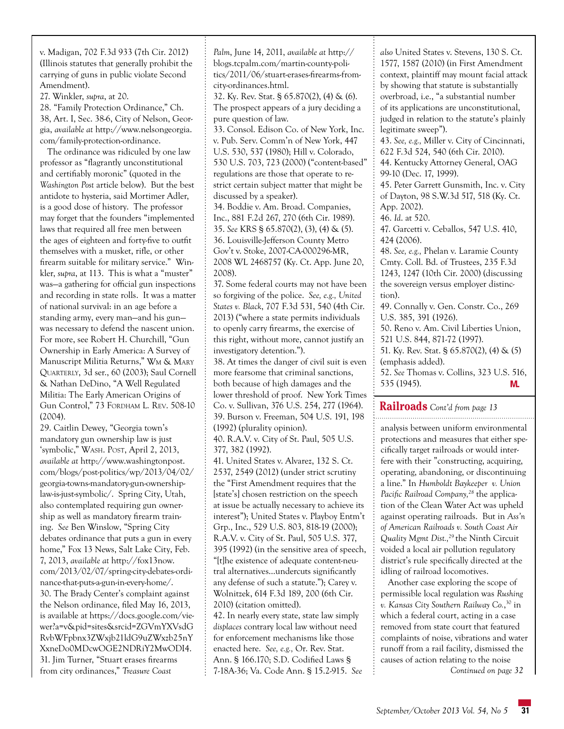v. Madigan, 702 F.3d 933 (7th Cir. 2012) (Illinois statutes that generally prohibit the carrying of guns in public violate Second Amendment).

27. Winkler, *supra*, at 20.

28. "Family Protection Ordinance," Ch. 38, Art. I, Sec. 38-6, City of Nelson, Georgia, *available at* http://www.nelsongeorgia.com/family-protection-ordinance.

The ordinance was ridiculed by one law professor as "flagrantly unconstitutional and certifiably moronic" (quoted in the *Washington Post* article below). But the best antidote to hysteria, said Mortimer Adler, is a good dose of history. The professor may forget that the founders "implemented laws that required all free men between the ages of eighteen and forty-five to outfit themselves with a musket, rifle, or other firearm suitable for military service." Winkler, *supra*, at 113. This is what a "muster" was—a gathering for official gun inspections and recording in state rolls. It was a matter of national survival: in an age before a standing army, every man—and his gun—was necessary to defend the nascent union. For more, see Robert H. Churchill, "Gun Ownership in Early America: A Survey of Manuscript Militia Returns," Wm & Mary Quarterly, 3d ser., 60 (2003); Saul Cornell & Nathan DeDino, "A Well Regulated Militia: The Early American Origins of Gun Control," 73 Fordham L. Rev. 508-10 (2004).

29. Caitlin Dewey, "Georgia town's mandatory gun ownership law is just 'symbolic,'" Wash. Post, April 2, 2013, *available at* http://www.washingtonpost.com/blogs/post-politics/wp/2013/04/02/georgia-towns-mandatory-gun-ownership-law-is-just-symbolic/. Spring City, Utah, also contemplated requiring gun ownership as well as mandatory firearm training. *See* Ben Winslow, "Spring City debates ordinance that puts a gun in every home," Fox 13 News, Salt Lake City, Feb. 7, 2013, *available at* http://fox13now.com/2013/02/07/spring-city-debates-ordinance-that-puts-a-gun-in-every-home/.

30. The Brady Center's complaint against the Nelson ordinance, filed May 16, 2013, is available at https://docs.google.com/viewer?a=v&pid=sites&srcid=ZGVmYXVsdGRvbWFpbnx3ZWxjb21ldG9uZWxzb25nYXxneDo0MDcwOGE2NDRiY2MwODI4.

31. Jim Turner, "Stuart erases firearms from city ordinances," *Treasure Coast Palm*, June 14, 2011, *available at* http://blogs.tcpalm.com/martin-county-politics/2011/06/stuart-erases-firearms-from-city-ordinances.html.

32. Ky. Rev. Stat. § 65.870(2), (4) & (6). The prospect appears of a jury deciding a pure question of law.

33. Consol. Edison Co. of New York, Inc. v. Pub. Serv. Comm'n of New York, 447 U.S. 530, 537 (1980); Hill v. Colorado, 530 U.S. 703, 723 (2000) ("content-based" regulations are those that operate to restrict certain subject matter that might be discussed by a speaker).

34. Boddie v. Am. Broad. Companies, Inc., 881 F.2d 267, 270 (6th Cir. 1989).

35. *See* KRS § 65.870(2), (3), (4) & (5).

36. Louisville-Jefferson County Metro Gov't v. Stoke, 2007-CA-000296-MR, 2008 WL 2468757 (Ky. Ct. App. June 20, 2008).

37. Some federal courts may not have been so forgiving of the police. *See, e.g., United States v. Black*, 707 F.3d 531, 540 (4th Cir. 2013) ("where a state permits individuals to openly carry firearms, the exercise of this right, without more, cannot justify an investigatory detention.").

38. At times the danger of civil suit is even more fearsome that criminal sanctions, both because of high damages and the lower threshold of proof. New York Times Co. v. Sullivan, 376 U.S. 254, 277 (1964).

39. Burson v. Freeman, 504 U.S. 191, 198 (1992) (plurality opinion).

40. R.A.V. v. City of St. Paul, 505 U.S. 377, 382 (1992).

41. United States v. Alvarez, 132 S. Ct. 2537, 2549 (2012) (under strict scrutiny the "First Amendment requires that the [state's] chosen restriction on the speech at issue be actually necessary to achieve its interest"); United States v. Playboy Entm't Grp., Inc., 529 U.S. 803, 818-19 (2000); R.A.V. v. City of St. Paul, 505 U.S. 377, 395 (1992) (in the sensitive area of speech, "[t]he existence of adequate content-neutral alternatives...undercuts significantly any defense of such a statute."); Carey v. Wolnitzek, 614 F.3d 189, 200 (6th Cir. 2010) (citation omitted).

42. In nearly every state, state law simply *displaces* contrary local law without need for enforcement mechanisms like those enacted here. *See, e.g.,* Or. Rev. Stat. Ann. § 166.170; S.D. Codified Laws § 7-18A-36; Va. Code Ann. § 15.2-915. *See also* United States v. Stevens, 130 S. Ct. 1577, 1587 (2010) (in First Amendment context, plaintiff may mount facial attack by showing that statute is substantially overbroad, i.e., "a substantial number of its applications are unconstitutional, judged in relation to the statute's plainly legitimate sweep").

43. *See, e.g.,* Miller v. City of Cincinnati, 622 F.3d 524, 540 (6th Cir. 2010).

44. Kentucky Attorney General, OAG 99-10 (Dec. 17, 1999).

45. Peter Garrett Gunsmith, Inc. v. City of Dayton, 98 S.W.3d 517, 518 (Ky. Ct. App. 2002).

46. *Id*. at 520.

47. Garcetti v. Ceballos, 547 U.S. 410, 424 (2006).

48. *See, e.g.,* Phelan v. Laramie County Cmty. Coll. Bd. of Trustees, 235 F.3d 1243, 1247 (10th Cir. 2000) (discussing the sovereign versus employer distinction).

49. Connally v. Gen. Constr. Co., 269 U.S. 385, 391 (1926).

50. Reno v. Am. Civil Liberties Union, 521 U.S. 844, 871-72 (1997).

51. Ky. Rev. Stat. § 65.870(2), (4) & (5) (emphasis added).

52. *See* Thomas v. Collins, 323 U.S. 516, 535 (1945). **ML**

## Railroads *Cont'd from page 13*

analysis between uniform environmental protections and measures that either specifically target railroads or would interfere with their "constructing, acquiring, operating, abandoning, or discontinuing a line." In *Humboldt Baykeeper v. Union Pacific Railroad Company,*[28] the application of the Clean Water Act was upheld against operating railroads. But in *Ass'n of American Railroads v. South Coast Air Quality Mgmt Dist.,*[29] the Ninth Circuit voided a local air pollution regulatory district's rule specifically directed at the idling of railroad locomotives.

Another case exploring the scope of permissible local regulation was *Rushing v. Kansas City Southern Railway Co.,*[30] in which a federal court, acting in a case removed from state court that featured complaints of noise, vibrations and water runoff from a rail facility, dismissed the causes of action relating to the noise

*Continued on page 32*